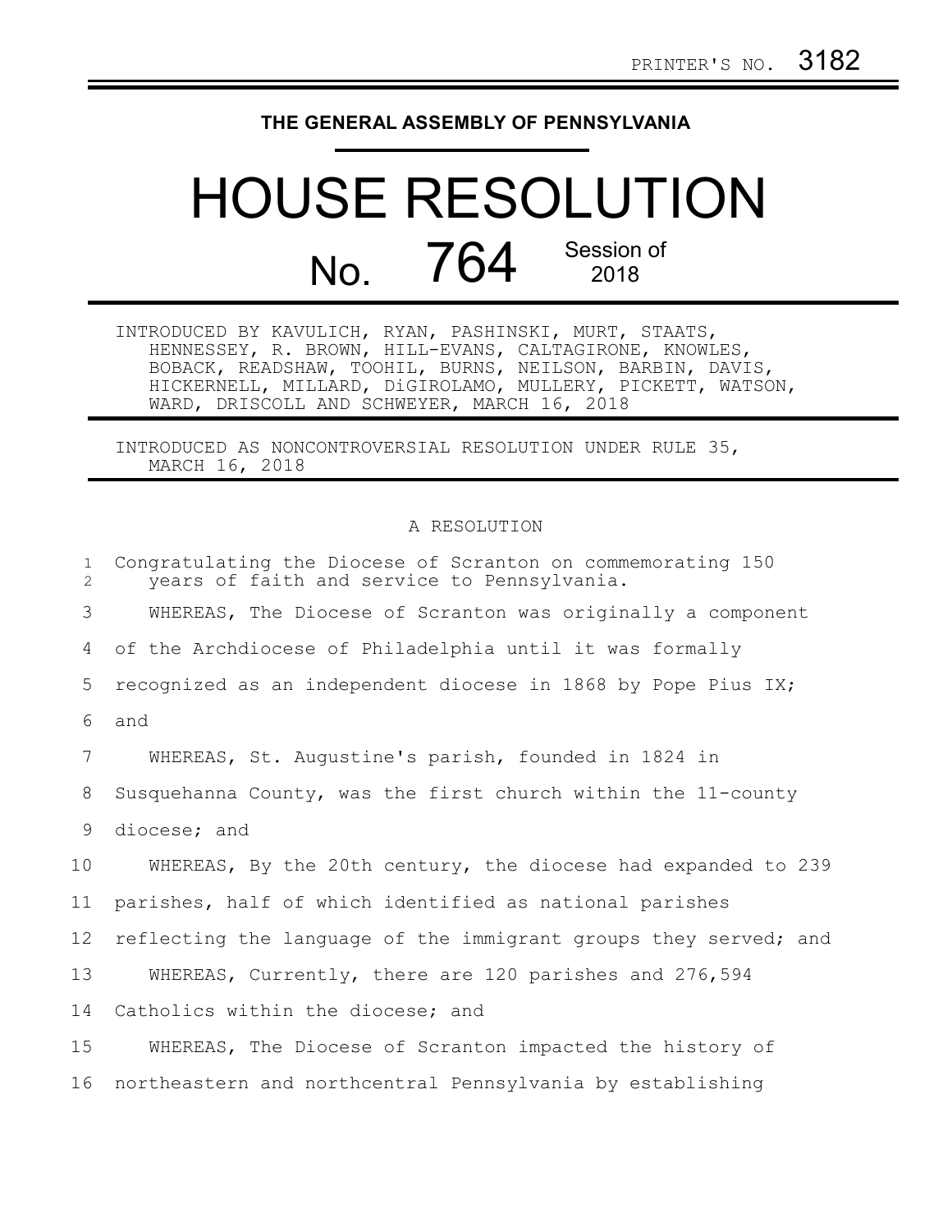PRINTER'S NO. 3182

**THE GENERAL ASSEMBLY OF PENNSYLVANIA**

# HOUSE RESOLUTION

## No. 764 Session of 2018

INTRODUCED BY KAVULICH, RYAN, PASHINSKI, MURT, STAATS, HENNESSEY, R. BROWN, HILL-EVANS, CALTAGIRONE, KNOWLES, BOBACK, READSHAW, TOOHIL, BURNS, NEILSON, BARBIN, DAVIS, HICKERNELL, MILLARD, DiGIROLAMO, MULLERY, PICKETT, WATSON, WARD, DRISCOLL AND SCHWEYER, MARCH 16, 2018

INTRODUCED AS NONCONTROVERSIAL RESOLUTION UNDER RULE 35, MARCH 16, 2018

A RESOLUTION

1 Congratulating the Diocese of Scranton on commemorating 150
2 years of faith and service to Pennsylvania.

3 WHEREAS, The Diocese of Scranton was originally a component
4 of the Archdiocese of Philadelphia until it was formally
5 recognized as an independent diocese in 1868 by Pope Pius IX;
6 and

7 WHEREAS, St. Augustine's parish, founded in 1824 in
8 Susquehanna County, was the first church within the 11-county
9 diocese; and

10 WHEREAS, By the 20th century, the diocese had expanded to 239
11 parishes, half of which identified as national parishes
12 reflecting the language of the immigrant groups they served; and

13 WHEREAS, Currently, there are 120 parishes and 276,594
14 Catholics within the diocese; and

15 WHEREAS, The Diocese of Scranton impacted the history of
16 northeastern and northcentral Pennsylvania by establishing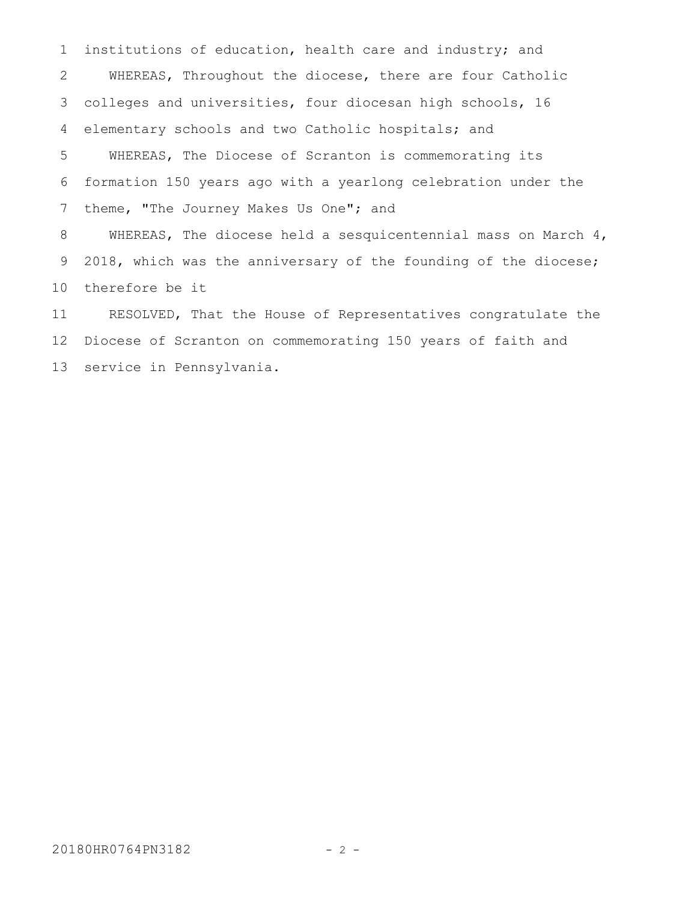institutions of education, health care and industry; and

WHEREAS, Throughout the diocese, there are four Catholic colleges and universities, four diocesan high schools, 16 elementary schools and two Catholic hospitals; and

WHEREAS, The Diocese of Scranton is commemorating its formation 150 years ago with a yearlong celebration under the theme, "The Journey Makes Us One"; and

WHEREAS, The diocese held a sesquicentennial mass on March 4, 2018, which was the anniversary of the founding of the diocese; therefore be it

RESOLVED, That the House of Representatives congratulate the Diocese of Scranton on commemorating 150 years of faith and service in Pennsylvania.